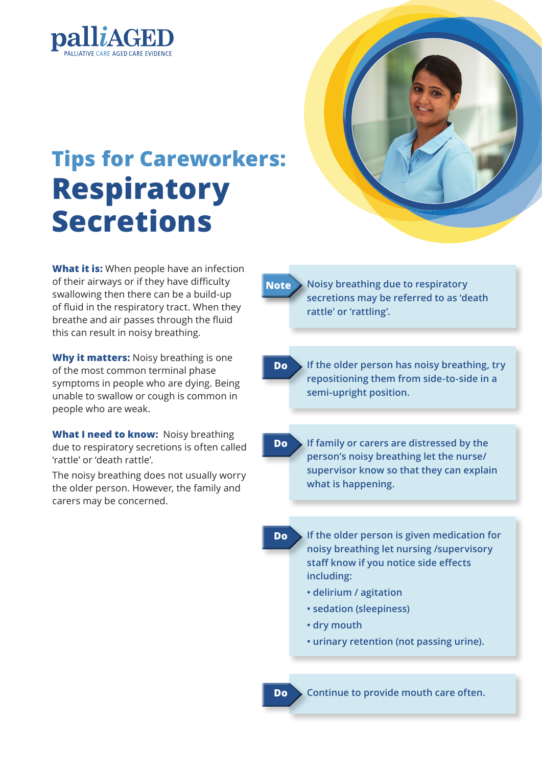palliAGED
PALLIATIVE CARE AGED CARE EVIDENCE

# Tips for Careworkers: Respiratory Secretions

**What it is:** When people have an infection of their airways or if they have difficulty swallowing then there can be a build-up of fluid in the respiratory tract. When they breathe and air passes through the fluid this can result in noisy breathing.

**Why it matters:** Noisy breathing is one of the most common terminal phase symptoms in people who are dying. Being unable to swallow or cough is common in people who are weak.

**What I need to know:** Noisy breathing due to respiratory secretions is often called 'rattle' or 'death rattle'.

The noisy breathing does not usually worry the older person. However, the family and carers may be concerned.

**Note** Noisy breathing due to respiratory secretions may be referred to as 'death rattle' or 'rattling'.

**Do** If the older person has noisy breathing, try repositioning them from side-to-side in a semi-upright position.

**Do** If family or carers are distressed by the person's noisy breathing let the nurse/ supervisor know so that they can explain what is happening.

**Do** If the older person is given medication for noisy breathing let nursing /supervisory staff know if you notice side effects including:

- delirium / agitation
- sedation (sleepiness)
- dry mouth
- urinary retention (not passing urine).

**Do** Continue to provide mouth care often.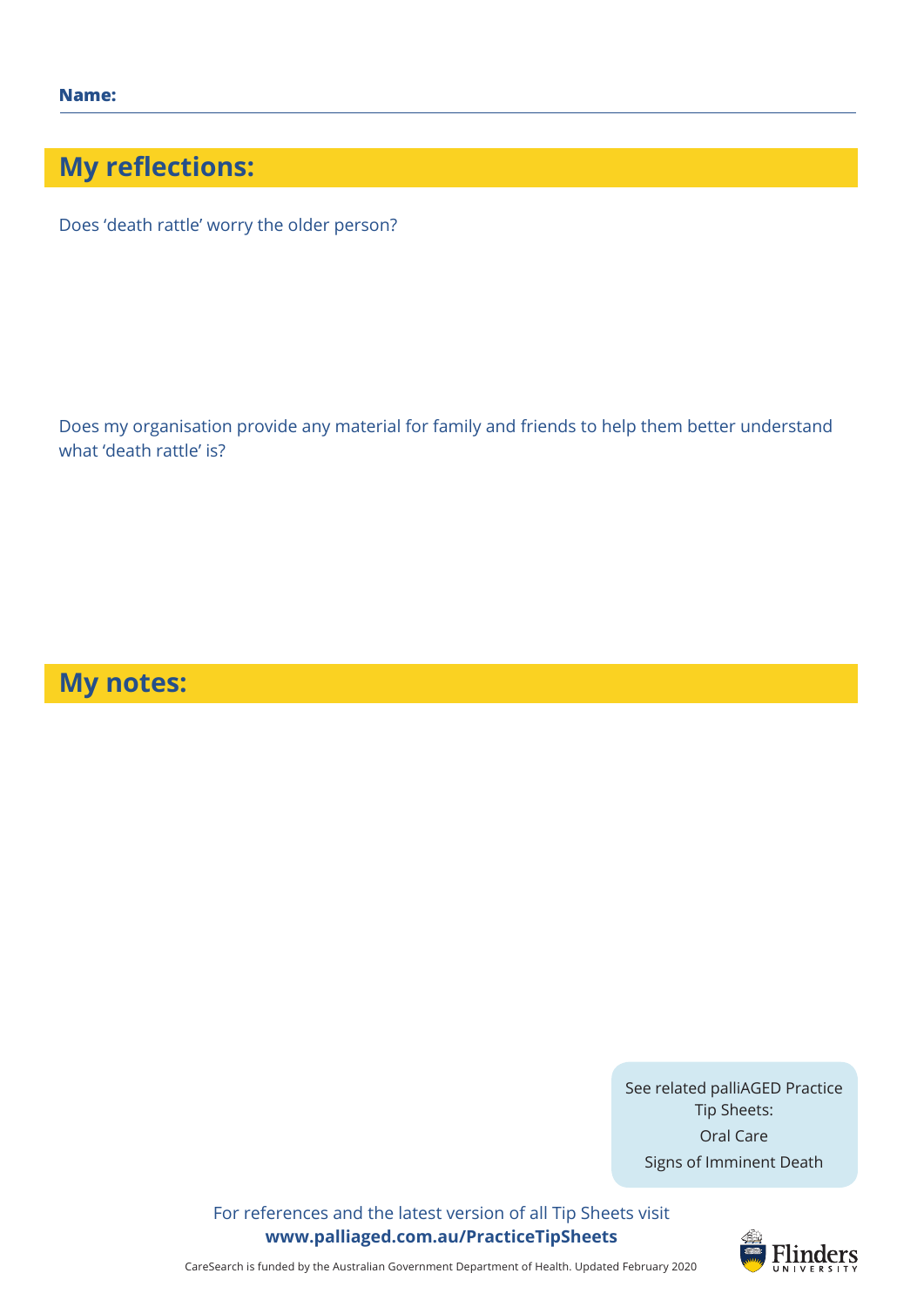**Name:**

## My reflections:

Does 'death rattle' worry the older person?

Does my organisation provide any material for family and friends to help them better understand what 'death rattle' is?

## My notes:

See related palliAGED Practice Tip Sheets:

Oral Care

Signs of Imminent Death

For references and the latest version of all Tip Sheets visit
**www.palliaged.com.au/PracticeTipSheets**

CareSearch is funded by the Australian Government Department of Health. Updated February 2020